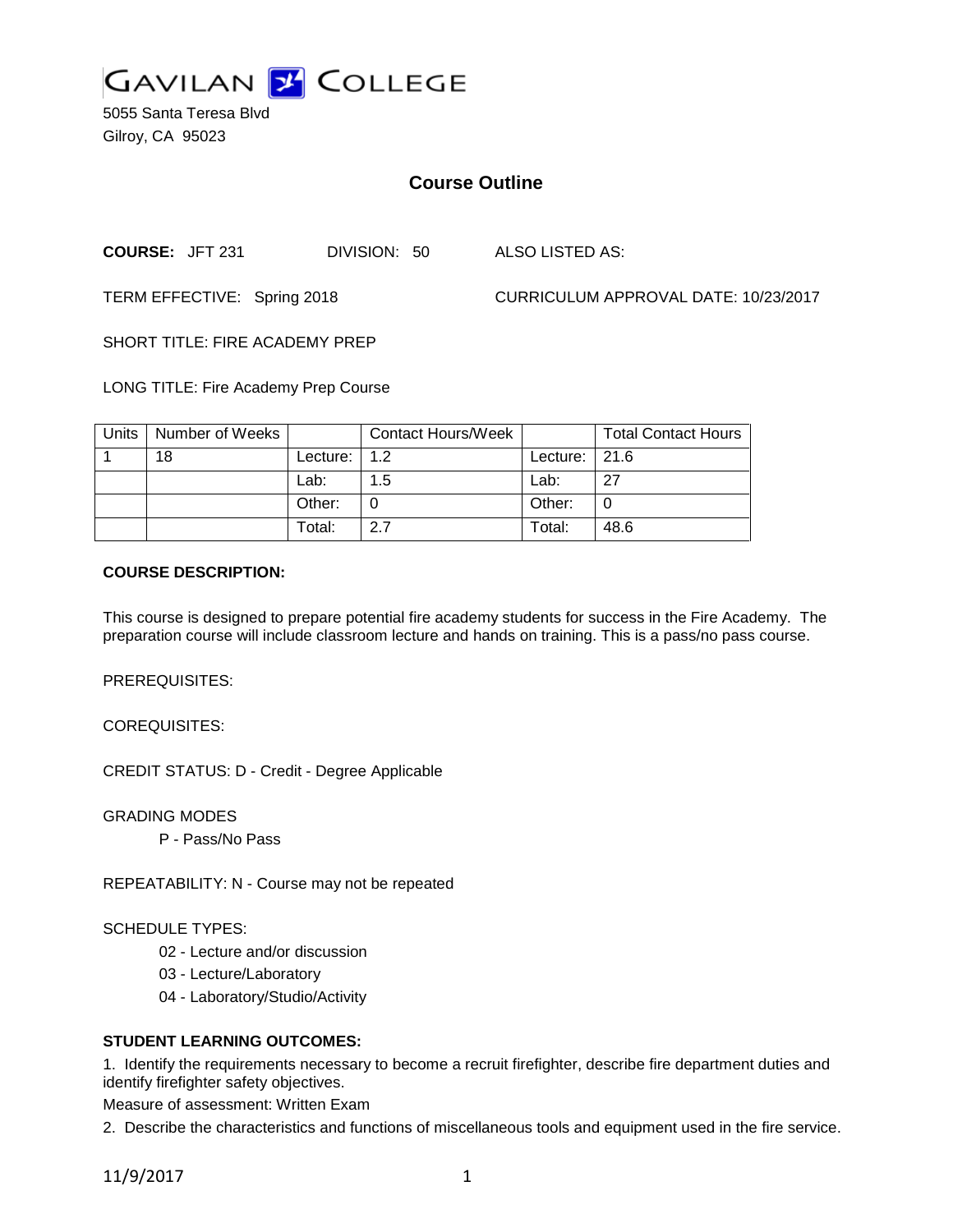# GAVILAN COLLEGE

5055 Santa Teresa Blvd
Gilroy, CA 95023

## Course Outline

**COURSE:** JFT 231 DIVISION: 50 ALSO LISTED AS:

TERM EFFECTIVE: Spring 2018 CURRICULUM APPROVAL DATE: 10/23/2017

SHORT TITLE: FIRE ACADEMY PREP

LONG TITLE: Fire Academy Prep Course

| Units | Number of Weeks | | Contact Hours/Week | | Total Contact Hours |
|---|---|---|---|---|---|
| 1 | 18 | Lecture: | 1.2 | Lecture: | 21.6 |
| | | Lab: | 1.5 | Lab: | 27 |
| | | Other: | 0 | Other: | 0 |
| | | Total: | 2.7 | Total: | 48.6 |

**COURSE DESCRIPTION:**

This course is designed to prepare potential fire academy students for success in the Fire Academy. The preparation course will include classroom lecture and hands on training. This is a pass/no pass course.

PREREQUISITES:

COREQUISITES:

CREDIT STATUS: D - Credit - Degree Applicable

GRADING MODES

P - Pass/No Pass

REPEATABILITY: N - Course may not be repeated

SCHEDULE TYPES:

02 - Lecture and/or discussion
03 - Lecture/Laboratory
04 - Laboratory/Studio/Activity

**STUDENT LEARNING OUTCOMES:**

1. Identify the requirements necessary to become a recruit firefighter, describe fire department duties and identify firefighter safety objectives.
Measure of assessment: Written Exam

2. Describe the characteristics and functions of miscellaneous tools and equipment used in the fire service.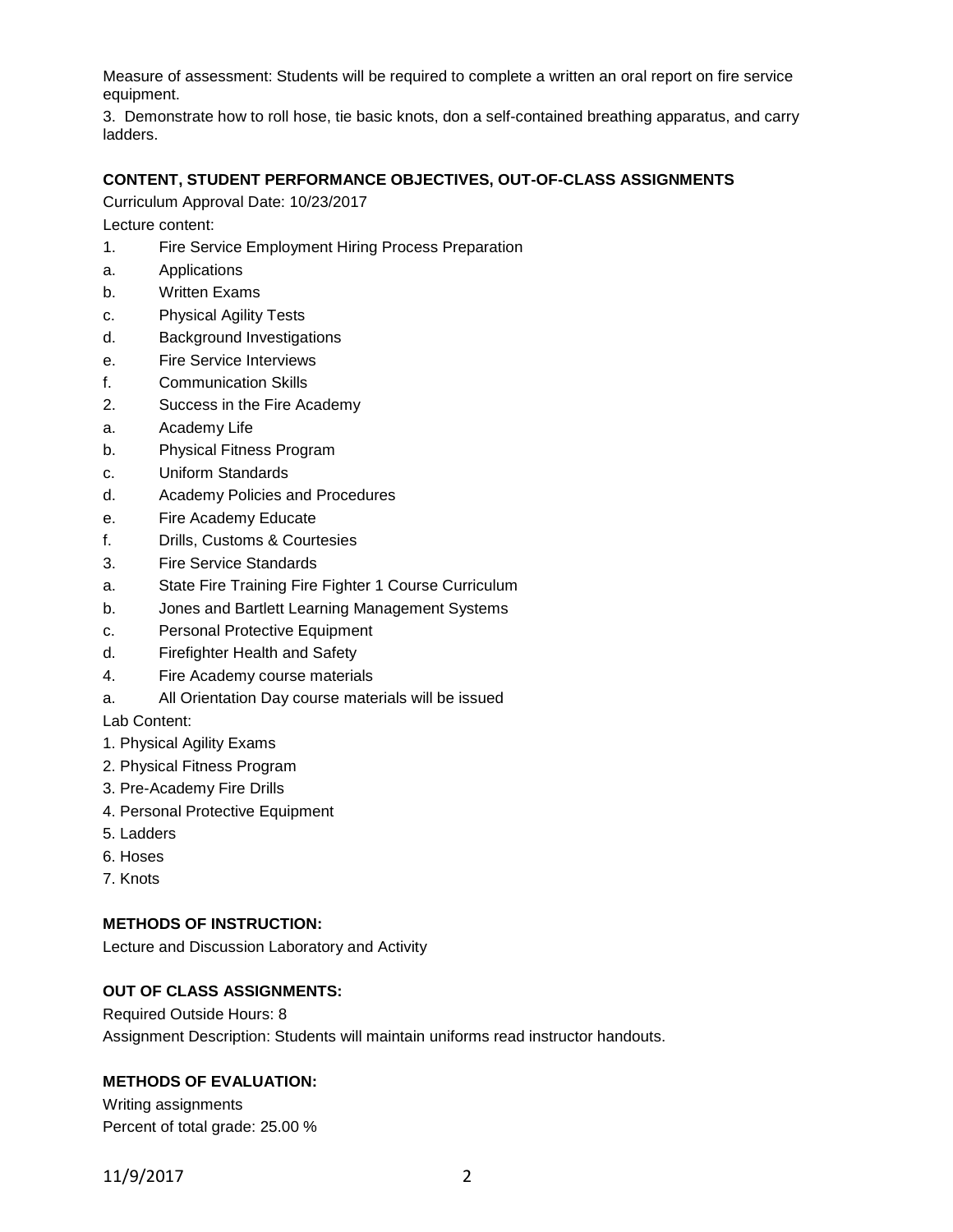Measure of assessment: Students will be required to complete a written an oral report on fire service equipment.

3. Demonstrate how to roll hose, tie basic knots, don a self-contained breathing apparatus, and carry ladders.

**CONTENT, STUDENT PERFORMANCE OBJECTIVES, OUT-OF-CLASS ASSIGNMENTS**

Curriculum Approval Date: 10/23/2017

Lecture content:

1. Fire Service Employment Hiring Process Preparation
   a. Applications
   b. Written Exams
   c. Physical Agility Tests
   d. Background Investigations
   e. Fire Service Interviews
   f. Communication Skills
2. Success in the Fire Academy
   a. Academy Life
   b. Physical Fitness Program
   c. Uniform Standards
   d. Academy Policies and Procedures
   e. Fire Academy Educate
   f. Drills, Customs & Courtesies
3. Fire Service Standards
   a. State Fire Training Fire Fighter 1 Course Curriculum
   b. Jones and Bartlett Learning Management Systems
   c. Personal Protective Equipment
   d. Firefighter Health and Safety
4. Fire Academy course materials
   a. All Orientation Day course materials will be issued

Lab Content:

1. Physical Agility Exams
2. Physical Fitness Program
3. Pre-Academy Fire Drills
4. Personal Protective Equipment
5. Ladders
6. Hoses
7. Knots

**METHODS OF INSTRUCTION:**

Lecture and Discussion Laboratory and Activity

**OUT OF CLASS ASSIGNMENTS:**

Required Outside Hours: 8

Assignment Description: Students will maintain uniforms read instructor handouts.

**METHODS OF EVALUATION:**

Writing assignments

Percent of total grade: 25.00 %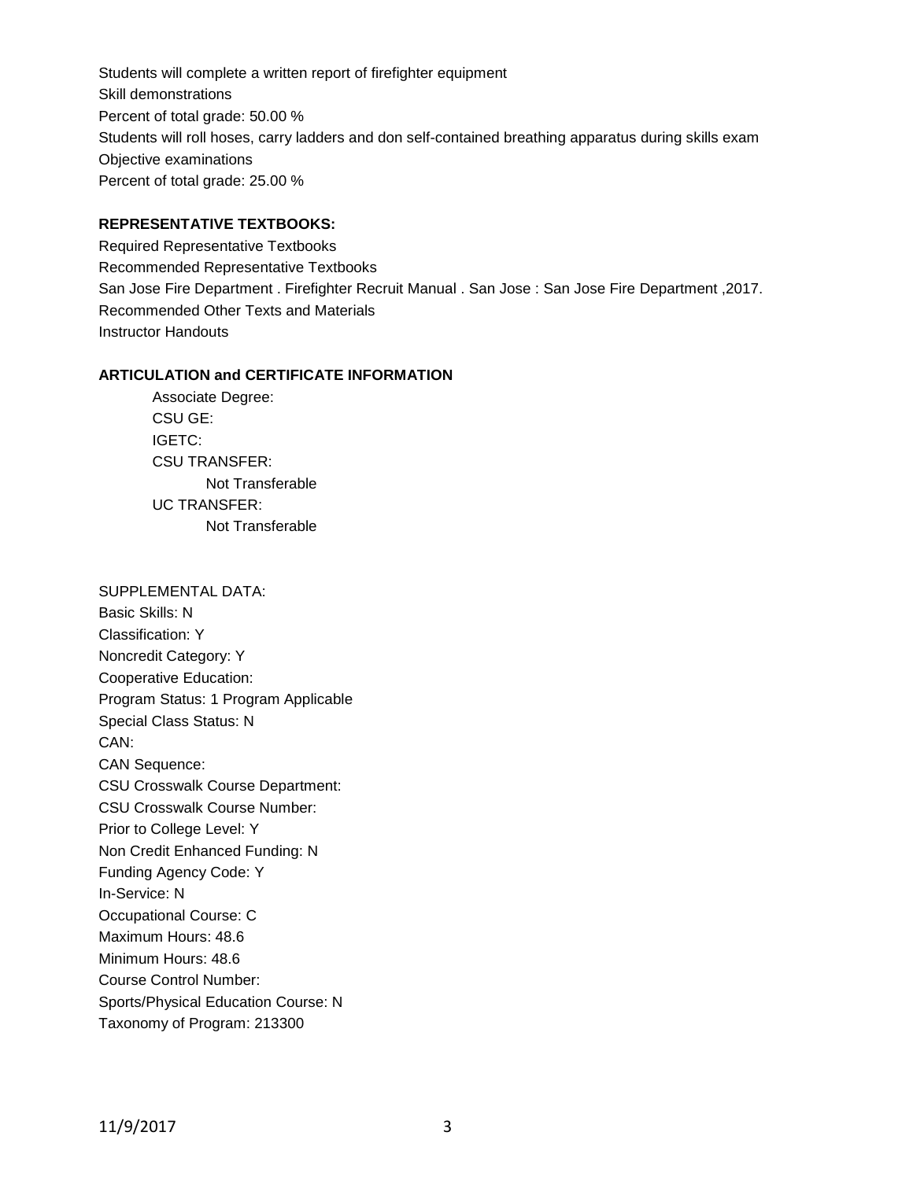Students will complete a written report of firefighter equipment
Skill demonstrations
Percent of total grade: 50.00 %
Students will roll hoses, carry ladders and don self-contained breathing apparatus during skills exam
Objective examinations
Percent of total grade: 25.00 %

**REPRESENTATIVE TEXTBOOKS:**

Required Representative Textbooks
Recommended Representative Textbooks
San Jose Fire Department . Firefighter Recruit Manual . San Jose : San Jose Fire Department ,2017.
Recommended Other Texts and Materials
Instructor Handouts

**ARTICULATION and CERTIFICATE INFORMATION**

Associate Degree:
CSU GE:
IGETC:
CSU TRANSFER:
Not Transferable
UC TRANSFER:
Not Transferable

SUPPLEMENTAL DATA:
Basic Skills: N
Classification: Y
Noncredit Category: Y
Cooperative Education:
Program Status: 1 Program Applicable
Special Class Status: N
CAN:
CAN Sequence:
CSU Crosswalk Course Department:
CSU Crosswalk Course Number:
Prior to College Level: Y
Non Credit Enhanced Funding: N
Funding Agency Code: Y
In-Service: N
Occupational Course: C
Maximum Hours: 48.6
Minimum Hours: 48.6
Course Control Number:
Sports/Physical Education Course: N
Taxonomy of Program: 213300